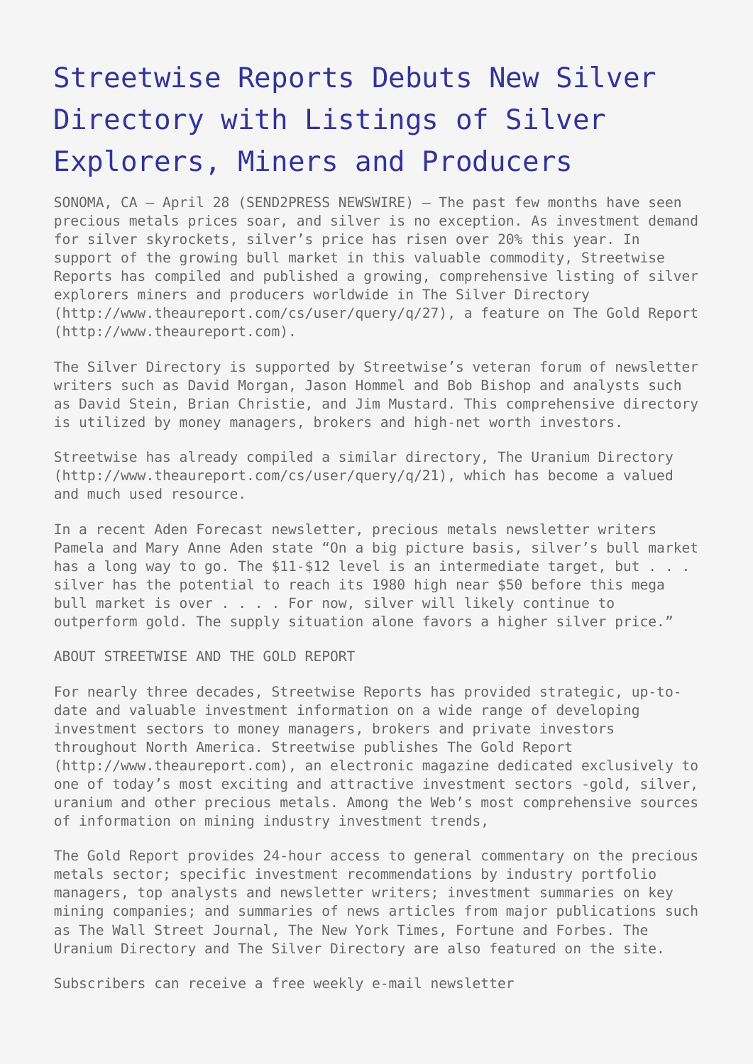# Streetwise Reports Debuts New Silver Directory with Listings of Silver Explorers, Miners and Producers

SONOMA, CA – April 28 (SEND2PRESS NEWSWIRE) — The past few months have seen precious metals prices soar, and silver is no exception. As investment demand for silver skyrockets, silver's price has risen over 20% this year. In support of the growing bull market in this valuable commodity, Streetwise Reports has compiled and published a growing, comprehensive listing of silver explorers miners and producers worldwide in The Silver Directory (http://www.theaureport.com/cs/user/query/q/27), a feature on The Gold Report (http://www.theaureport.com).

The Silver Directory is supported by Streetwise's veteran forum of newsletter writers such as David Morgan, Jason Hommel and Bob Bishop and analysts such as David Stein, Brian Christie, and Jim Mustard. This comprehensive directory is utilized by money managers, brokers and high-net worth investors.

Streetwise has already compiled a similar directory, The Uranium Directory (http://www.theaureport.com/cs/user/query/q/21), which has become a valued and much used resource.

In a recent Aden Forecast newsletter, precious metals newsletter writers Pamela and Mary Anne Aden state "On a big picture basis, silver's bull market has a long way to go. The $11-$12 level is an intermediate target, but . . . silver has the potential to reach its 1980 high near $50 before this mega bull market is over . . . . For now, silver will likely continue to outperform gold. The supply situation alone favors a higher silver price."

ABOUT STREETWISE AND THE GOLD REPORT

For nearly three decades, Streetwise Reports has provided strategic, up-to-date and valuable investment information on a wide range of developing investment sectors to money managers, brokers and private investors throughout North America. Streetwise publishes The Gold Report (http://www.theaureport.com), an electronic magazine dedicated exclusively to one of today's most exciting and attractive investment sectors -gold, silver, uranium and other precious metals. Among the Web's most comprehensive sources of information on mining industry investment trends,

The Gold Report provides 24-hour access to general commentary on the precious metals sector; specific investment recommendations by industry portfolio managers, top analysts and newsletter writers; investment summaries on key mining companies; and summaries of news articles from major publications such as The Wall Street Journal, The New York Times, Fortune and Forbes. The Uranium Directory and The Silver Directory are also featured on the site.

Subscribers can receive a free weekly e-mail newsletter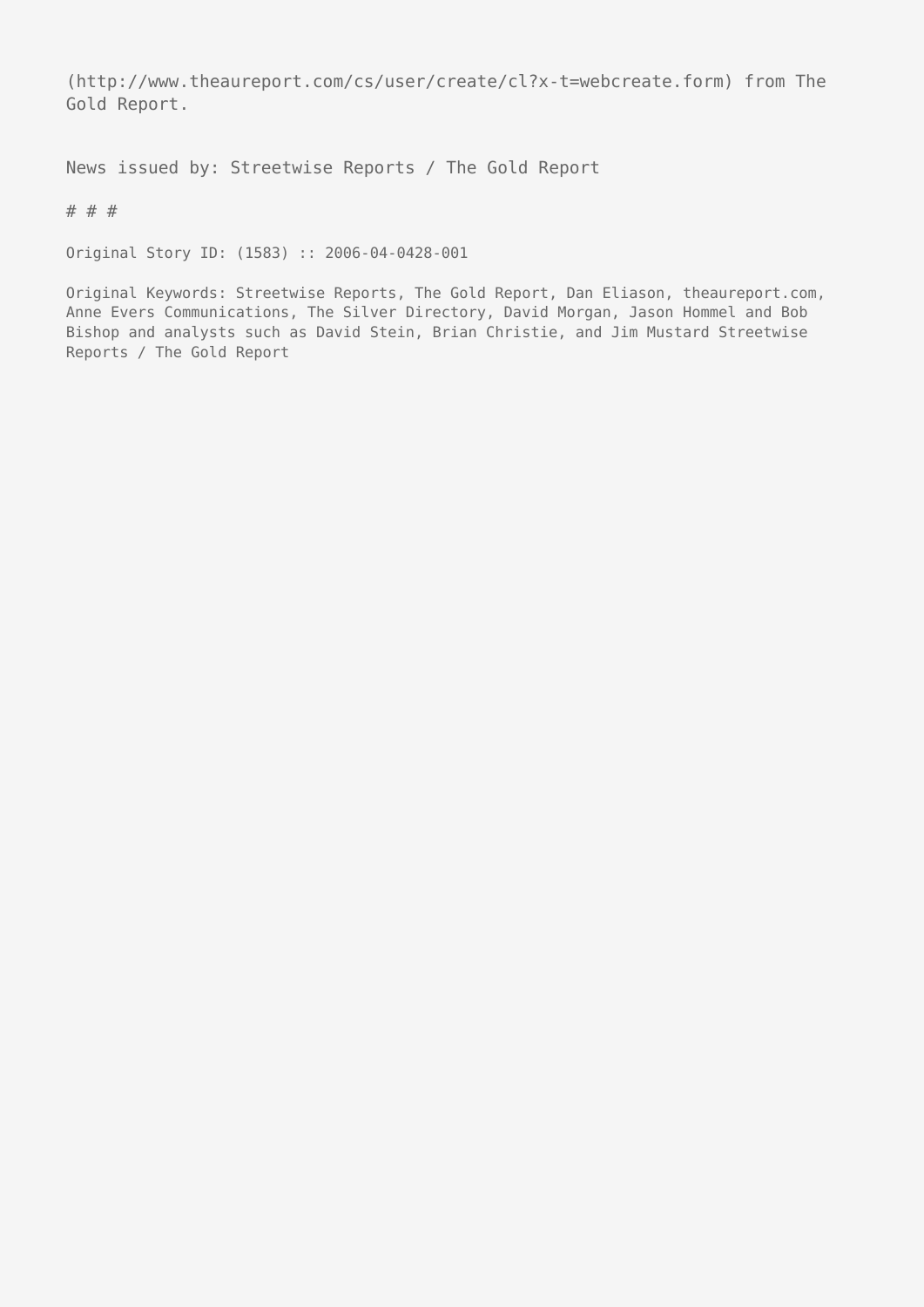(http://www.theaureport.com/cs/user/create/cl?x-t=webcreate.form) from The Gold Report.

News issued by: Streetwise Reports / The Gold Report

# # #

Original Story ID: (1583) :: 2006-04-0428-001

Original Keywords: Streetwise Reports, The Gold Report, Dan Eliason, theaureport.com, Anne Evers Communications, The Silver Directory, David Morgan, Jason Hommel and Bob Bishop and analysts such as David Stein, Brian Christie, and Jim Mustard Streetwise Reports / The Gold Report